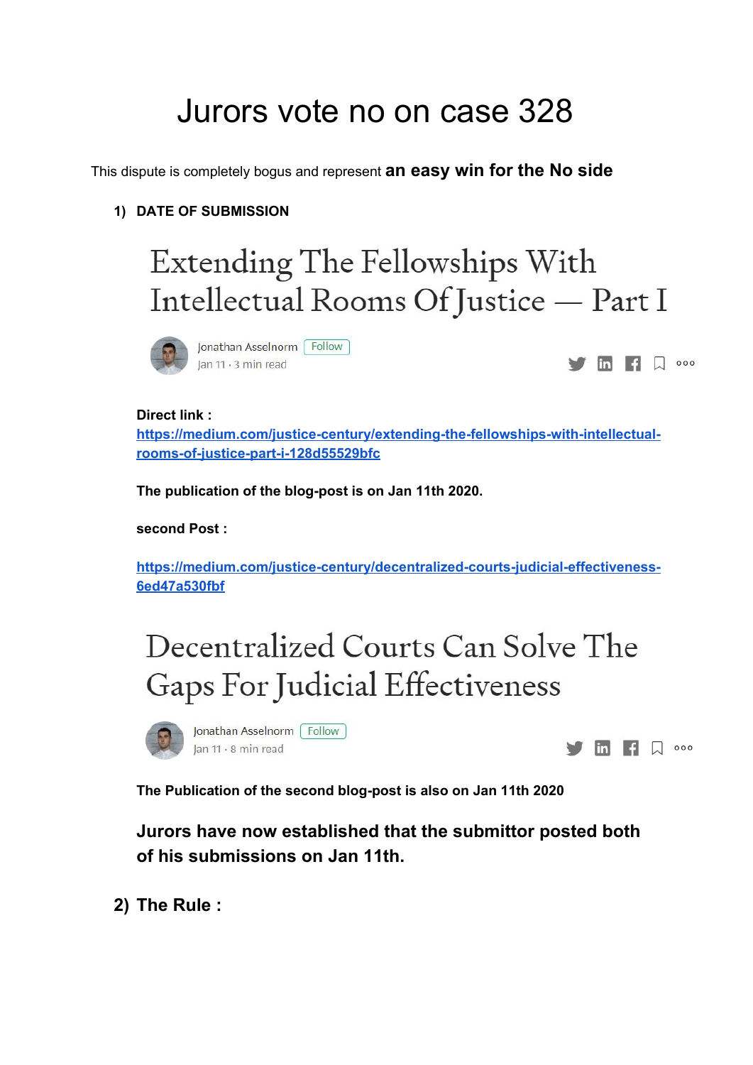# Jurors vote no on case 328

This dispute is completely bogus and represent **an easy win for the No side**

1) **DATE OF SUBMISSION**

## Extending The Fellowships With Intellectual Rooms Of Justice — Part I

Jonathan Asselnorm Follow
Jan 11 · 3 min read

**Direct link :**
**https://medium.com/justice-century/extending-the-fellowships-with-intellectual-rooms-of-justice-part-i-128d55529bfc**

**The publication of the blog-post is on Jan 11th 2020.**

**second Post :**

**https://medium.com/justice-century/decentralized-courts-judicial-effectiveness-6ed47a530fbf**

## Decentralized Courts Can Solve The Gaps For Judicial Effectiveness

Jonathan Asselnorm Follow
Jan 11 · 8 min read

**The Publication of the second blog-post is also on Jan 11th 2020**

**Jurors have now established that the submittor posted both of his submissions on Jan 11th.**

2) **The Rule :**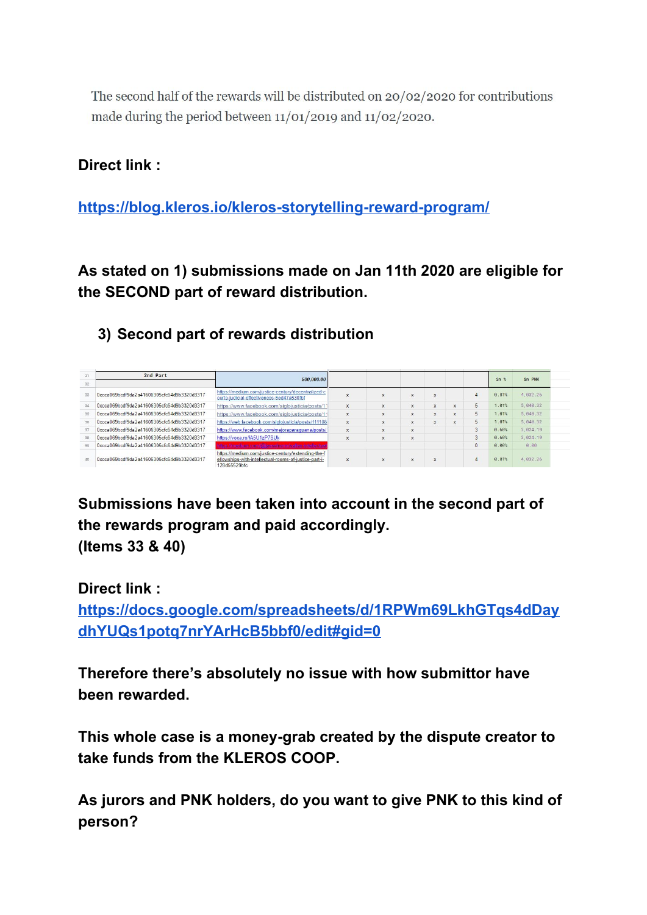The second half of the rewards will be distributed on 20/02/2020 for contributions made during the period between 11/01/2019 and 11/02/2020.

**Direct link :**

**https://blog.kleros.io/kleros-storytelling-reward-program/**

**As stated on 1) submissions made on Jan 11th 2020 are eligible for the SECOND part of reward distribution.**

### 3) Second part of rewards distribution

| | 2nd Part | 500,000.00 | | | | | | | in % | in PNK |
|---|---|---|---|---|---|---|---|---|---|---|
| 32 | | | | | | | | | | |
| 33 | 0xcca069bcdf9da2a41606305cfc64d9b3320d3317 | https://medium.com/justice-century/decentralized-courts-judicial-effectiveness-5ed47a530fbf | x | x | x | x | | 4 | 0.81% | 4,032.26 |
| 34 | 0xcca069bcdf9da2a41606305cfc64d9b3320d3317 | https://www.facebook.com/siglojusticia/posts/1 | x | x | x | x | x | 5 | 1.01% | 5,040.32 |
| 35 | 0xcca069bcdf9da2a41606305cfc64d9b3320d3317 | https://www.facebook.com/siglojusticia/posts/1 | x | x | x | x | x | 5 | 1.01% | 5,040.32 |
| 36 | 0xcca069bcdf9da2a41606305cfc64d9b3320d3317 | https://web.facebook.com/siglojusticia/posts/111108 | x | x | x | x | x | 5 | 1.01% | 5,040.32 |
| 37 | 0xcca069bcdf9da2a41606305cfc64d9b3320d3317 | https://www.facebook.com/mejoraparaguana/posts/ | x | x | x | | | 3 | 0.60% | 3,024.19 |
| 38 | 0xcca069bcdf9da2a41606305cfc64d9b3320d3317 | https://vosa.ro/fA5U1zP7SUk | x | x | x | | | 3 | 0.60% | 3,024.19 |
| 39 | 0xcca069bcdf9da2a41606305cfc64d9b3320d3317 | https://medium.com/... | | | | | | 0 | 0.00% | 0.00 |
| 40 | 0xcca069bcdf9da2a41606305cfc64d9b3320d3317 | https://medium.com/justice-century/extending-the-fellowships-with-intellectual-rooms-of-justice-part-i-128d55529bfc | x | x | x | x | | 4 | 0.81% | 4,032.26 |

**Submissions have been taken into account in the second part of the rewards program and paid accordingly. (Items 33 & 40)**

**Direct link :**
**https://docs.google.com/spreadsheets/d/1RPWm69LkhGTqs4dDaydhYUQs1potq7nrYArHcB5bbf0/edit#gid=0**

**Therefore there's absolutely no issue with how submittor have been rewarded.**

**This whole case is a money-grab created by the dispute creator to take funds from the KLEROS COOP.**

**As jurors and PNK holders, do you want to give PNK to this kind of person?**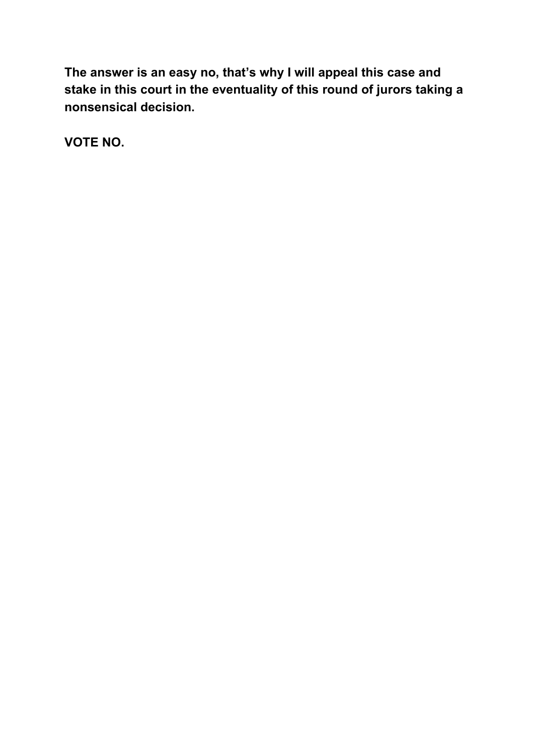**The answer is an easy no, that's why I will appeal this case and stake in this court in the eventuality of this round of jurors taking a nonsensical decision.**

**VOTE NO.**